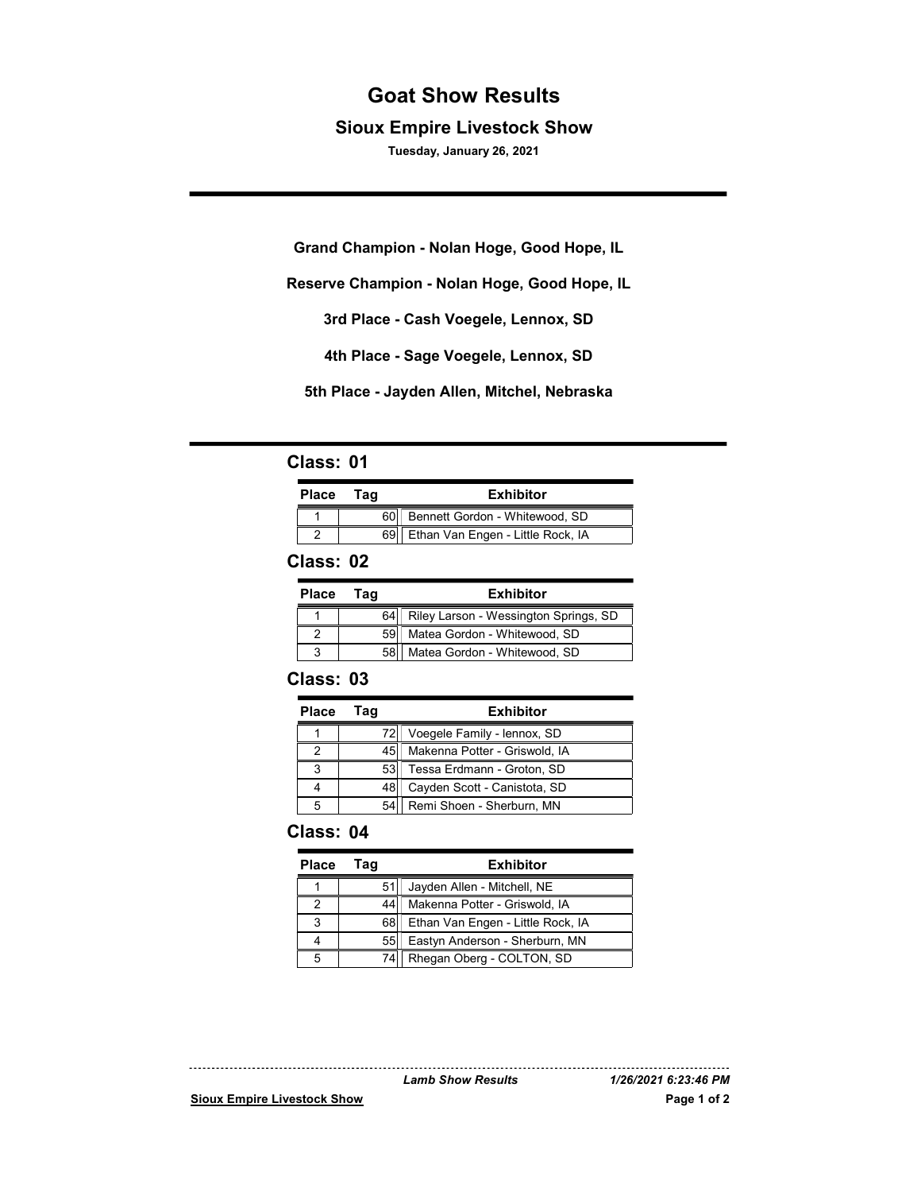# Goat Show Results

## Sioux Empire Livestock Show

**Tuesday, January 26, 2021**

**Grand Champion - Nolan Hoge, Good Hope, IL**

**Reserve Champion - Nolan Hoge, Good Hope, IL**

**3rd Place - Cash Voegele, Lennox, SD**

**4th Place - Sage Voegele, Lennox, SD**

**5th Place - Jayden Allen, Mitchel, Nebraska**

### Class: 01

| Place | Tag | Exhibitor |
|---|---|---|
| 1 | 60 | Bennett Gordon - Whitewood, SD |
| 2 | 69 | Ethan Van Engen - Little Rock, IA |

### Class: 02

| Place | Tag | Exhibitor |
|---|---|---|
| 1 | 64 | Riley Larson - Wessington Springs, SD |
| 2 | 59 | Matea Gordon - Whitewood, SD |
| 3 | 58 | Matea Gordon - Whitewood, SD |

### Class: 03

| Place | Tag | Exhibitor |
|---|---|---|
| 1 | 72 | Voegele Family - lennox, SD |
| 2 | 45 | Makenna Potter - Griswold, IA |
| 3 | 53 | Tessa Erdmann - Groton, SD |
| 4 | 48 | Cayden Scott - Canistota, SD |
| 5 | 54 | Remi Shoen - Sherburn, MN |

### Class: 04

| Place | Tag | Exhibitor |
|---|---|---|
| 1 | 51 | Jayden Allen - Mitchell, NE |
| 2 | 44 | Makenna Potter - Griswold, IA |
| 3 | 68 | Ethan Van Engen - Little Rock, IA |
| 4 | 55 | Eastyn Anderson - Sherburn, MN |
| 5 | 74 | Rhegan Oberg - COLTON, SD |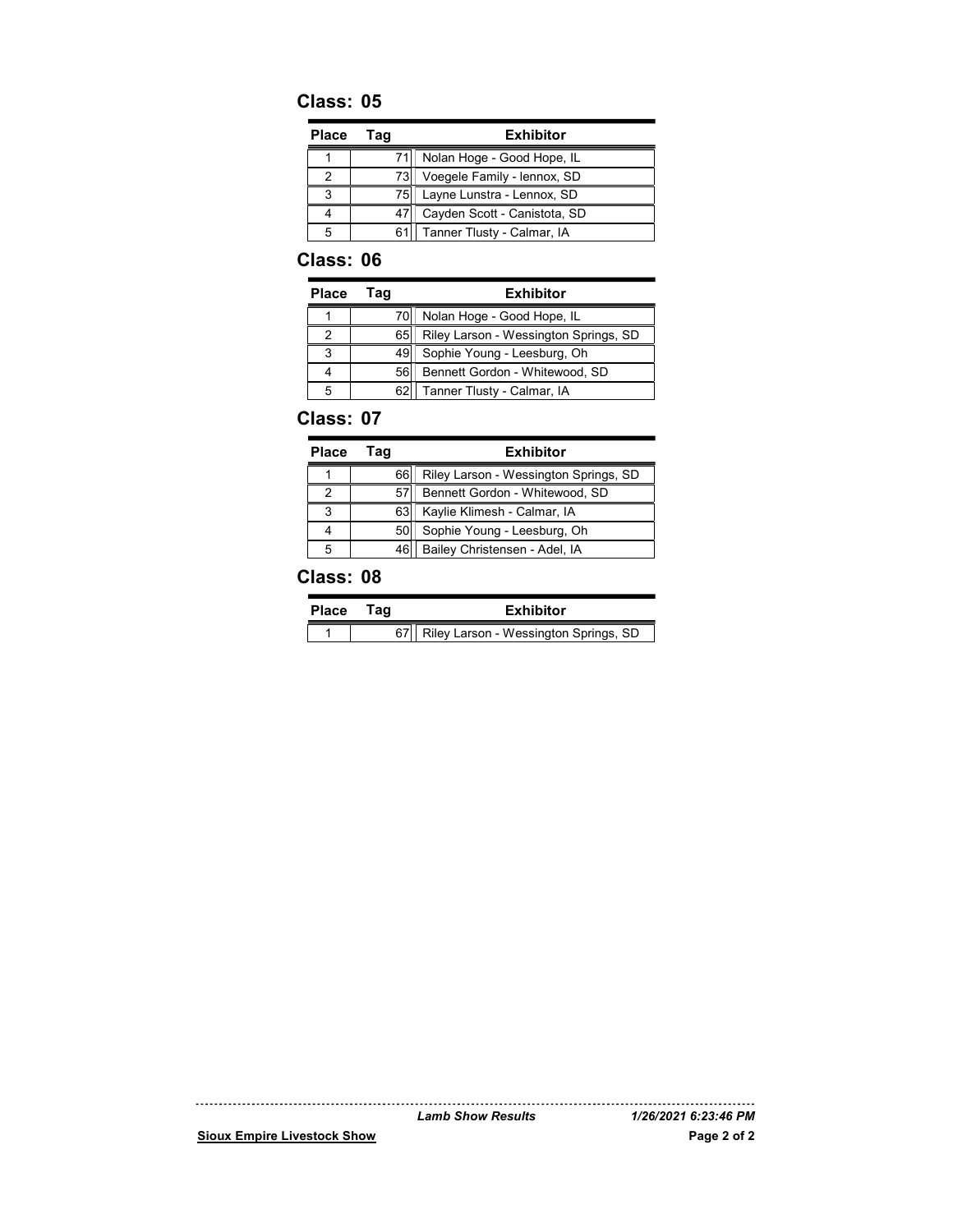## Class: 05

| Place | Tag | Exhibitor |
|---|---|---|
| 1 | 71 | Nolan Hoge - Good Hope, IL |
| 2 | 73 | Voegele Family - lennox, SD |
| 3 | 75 | Layne Lunstra - Lennox, SD |
| 4 | 47 | Cayden Scott - Canistota, SD |
| 5 | 61 | Tanner Tlusty - Calmar, IA |

## Class: 06

| Place | Tag | Exhibitor |
|---|---|---|
| 1 | 70 | Nolan Hoge - Good Hope, IL |
| 2 | 65 | Riley Larson - Wessington Springs, SD |
| 3 | 49 | Sophie Young - Leesburg, Oh |
| 4 | 56 | Bennett Gordon - Whitewood, SD |
| 5 | 62 | Tanner Tlusty - Calmar, IA |

## Class: 07

| Place | Tag | Exhibitor |
|---|---|---|
| 1 | 66 | Riley Larson - Wessington Springs, SD |
| 2 | 57 | Bennett Gordon - Whitewood, SD |
| 3 | 63 | Kaylie Klimesh - Calmar, IA |
| 4 | 50 | Sophie Young - Leesburg, Oh |
| 5 | 46 | Bailey Christensen - Adel, IA |

## Class: 08

| Place | Tag | Exhibitor |
|---|---|---|
| 1 | 67 | Riley Larson - Wessington Springs, SD |